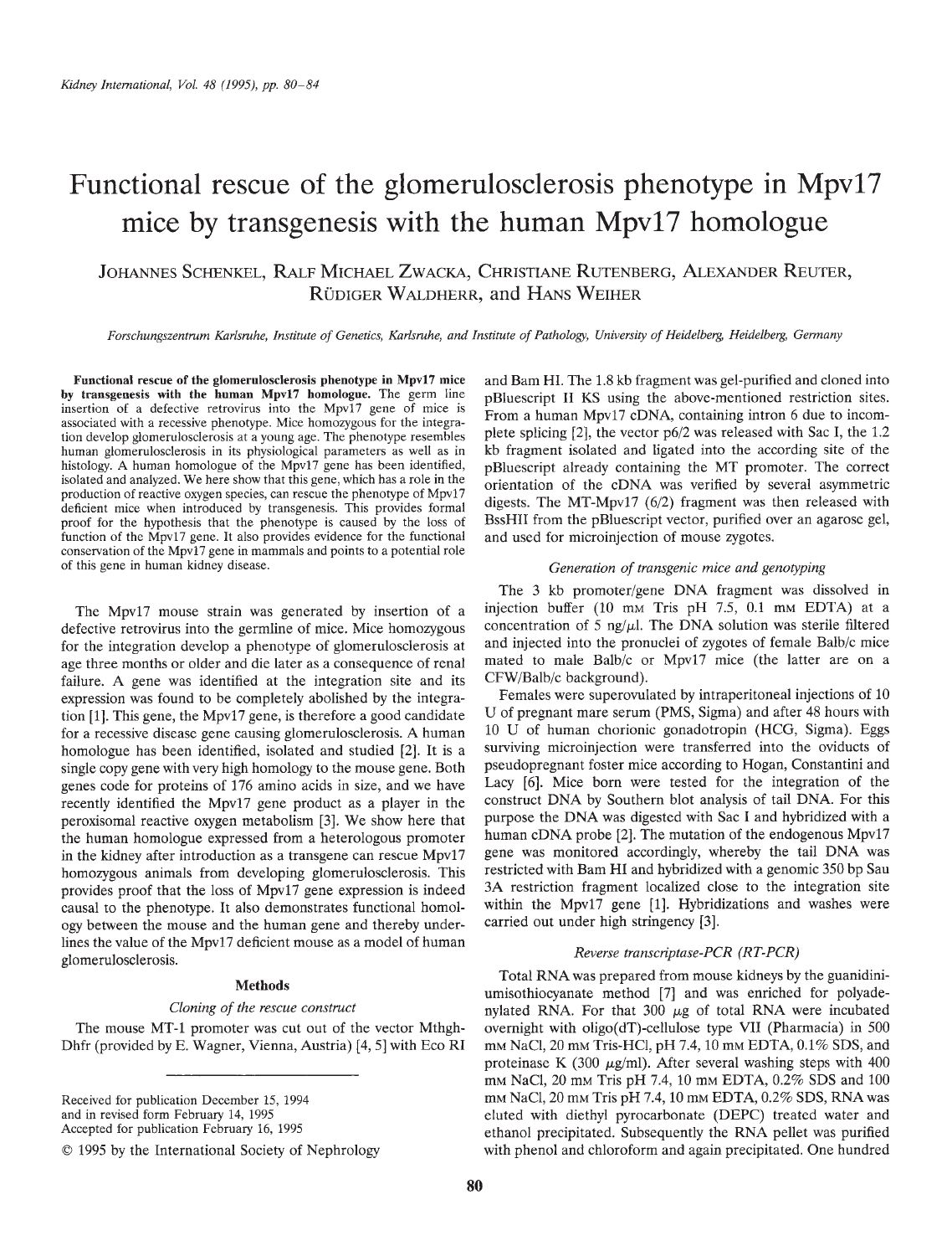# Functional rescue of the glomerulosclerosis phenotype in Mpv17 mice by transgenesis with the human Mpv17 homologue

JOHANNES SCHENKEL, RALF MICHAEL ZWACKA, CHRISTIANE RUTENBERG, ALEXANDER REUTER, RÜDIGER WALDHERR, and HANS WEIHER

*Forschungszentrum Karlsruhe, Institute of Genetics, Karlsruhe, and Institute of Pathology, University of Heidelberg, Heidelberg, Germany*

**Functional rescue of the glomerulosclerosis phenotype in Mpv17 mice by transgenesis with the human Mpv17 homologue.** The germ line insertion of a defective retrovirus into the Mpv17 gene of mice is associated with a recessive phenotype. Mice homozygous for the integration develop glomerulosclerosis at a young age. The phenotype resembles human glomerulosclerosis in its physiological parameters as well as in histology. A human homologue of the Mpv17 gene has been identified, isolated and analyzed. We here show that this gene, which has a role in the production of reactive oxygen species, can rescue the phenotype of Mpv17 deficient mice when introduced by transgenesis. This provides formal proof for the hypothesis that the phenotype is caused by the loss of function of the Mpv17 gene. It also provides evidence for the functional conservation of the Mpv17 gene in mammals and points to a potential role of this gene in human kidney disease.

The Mpv17 mouse strain was generated by insertion of a defective retrovirus into the germline of mice. Mice homozygous for the integration develop a phenotype of glomerulosclerosis at age three months or older and die later as a consequence of renal failure. A gene was identified at the integration site and its expression was found to be completely abolished by the integration [1]. This gene, the Mpv17 gene, is therefore a good candidate for a recessive disease gene causing glomerulosclerosis. A human homologue has been identified, isolated and studied [2]. It is a single copy gene with very high homology to the mouse gene. Both genes code for proteins of 176 amino acids in size, and we have recently identified the Mpv17 gene product as a player in the peroxisomal reactive oxygen metabolism [3]. We show here that the human homologue expressed from a heterologous promoter in the kidney after introduction as a transgene can rescue Mpv17 homozygous animals from developing glomerulosclerosis. This provides proof that the loss of Mpv17 gene expression is indeed causal to the phenotype. It also demonstrates functional homology between the mouse and the human gene and thereby underlines the value of the Mpv17 deficient mouse as a model of human glomerulosclerosis.

## Methods

### *Cloning of the rescue construct*

The mouse MT-1 promoter was cut out of the vector Mthgh-Dhfr (provided by E. Wagner, Vienna, Austria) [4, 5] with Eco RI and Bam HI. The 1.8 kb fragment was gel-purified and cloned into pBluescript II KS using the above-mentioned restriction sites. From a human Mpv17 cDNA, containing intron 6 due to incomplete splicing [2], the vector p6/2 was released with Sac I, the 1.2 kb fragment isolated and ligated into the according site of the pBluescript already containing the MT promoter. The correct orientation of the cDNA was verified by several asymmetric digests. The MT-Mpv17 (6/2) fragment was then released with BssHII from the pBluescript vector, purified over an agarose gel, and used for microinjection of mouse zygotes.

### *Generation of transgenic mice and genotyping*

The 3 kb promoter/gene DNA fragment was dissolved in injection buffer (10 mM Tris pH 7.5, 0.1 mM EDTA) at a concentration of 5 ng/$\mu$l. The DNA solution was sterile filtered and injected into the pronuclei of zygotes of female Balb/c mice mated to male Balb/c or Mpv17 mice (the latter are on a CFW/Balb/c background).

Females were superovulated by intraperitoneal injections of 10 U of pregnant mare serum (PMS, Sigma) and after 48 hours with 10 U of human chorionic gonadotropin (HCG, Sigma). Eggs surviving microinjection were transferred into the oviducts of pseudopregnant foster mice according to Hogan, Constantini and Lacy [6]. Mice born were tested for the integration of the construct DNA by Southern blot analysis of tail DNA. For this purpose the DNA was digested with Sac I and hybridized with a human cDNA probe [2]. The mutation of the endogenous Mpv17 gene was monitored accordingly, whereby the tail DNA was restricted with Bam HI and hybridized with a genomic 350 bp Sau 3A restriction fragment localized close to the integration site within the Mpv17 gene [1]. Hybridizations and washes were carried out under high stringency [3].

### *Reverse transcriptase-PCR (RT-PCR)*

Total RNA was prepared from mouse kidneys by the guanidiniumisothiocyanate method [7] and was enriched for polyadenylated RNA. For that 300 $\mu$g of total RNA were incubated overnight with oligo(dT)-cellulose type VII (Pharmacia) in 500 mM NaCl, 20 mM Tris-HCl, pH 7.4, 10 mM EDTA, 0.1% SDS, and proteinase K (300 $\mu$g/ml). After several washing steps with 400 mM NaCl, 20 mM Tris pH 7.4, 10 mM EDTA, 0.2% SDS and 100 mM NaCl, 20 mM Tris pH 7.4, 10 mM EDTA, 0.2% SDS, RNA was eluted with diethyl pyrocarbonate (DEPC) treated water and ethanol precipitated. Subsequently the RNA pellet was purified with phenol and chloroform and again precipitated. One hundred

Received for publication December 15, 1994
and in revised form February 14, 1995
Accepted for publication February 16, 1995

© 1995 by the International Society of Nephrology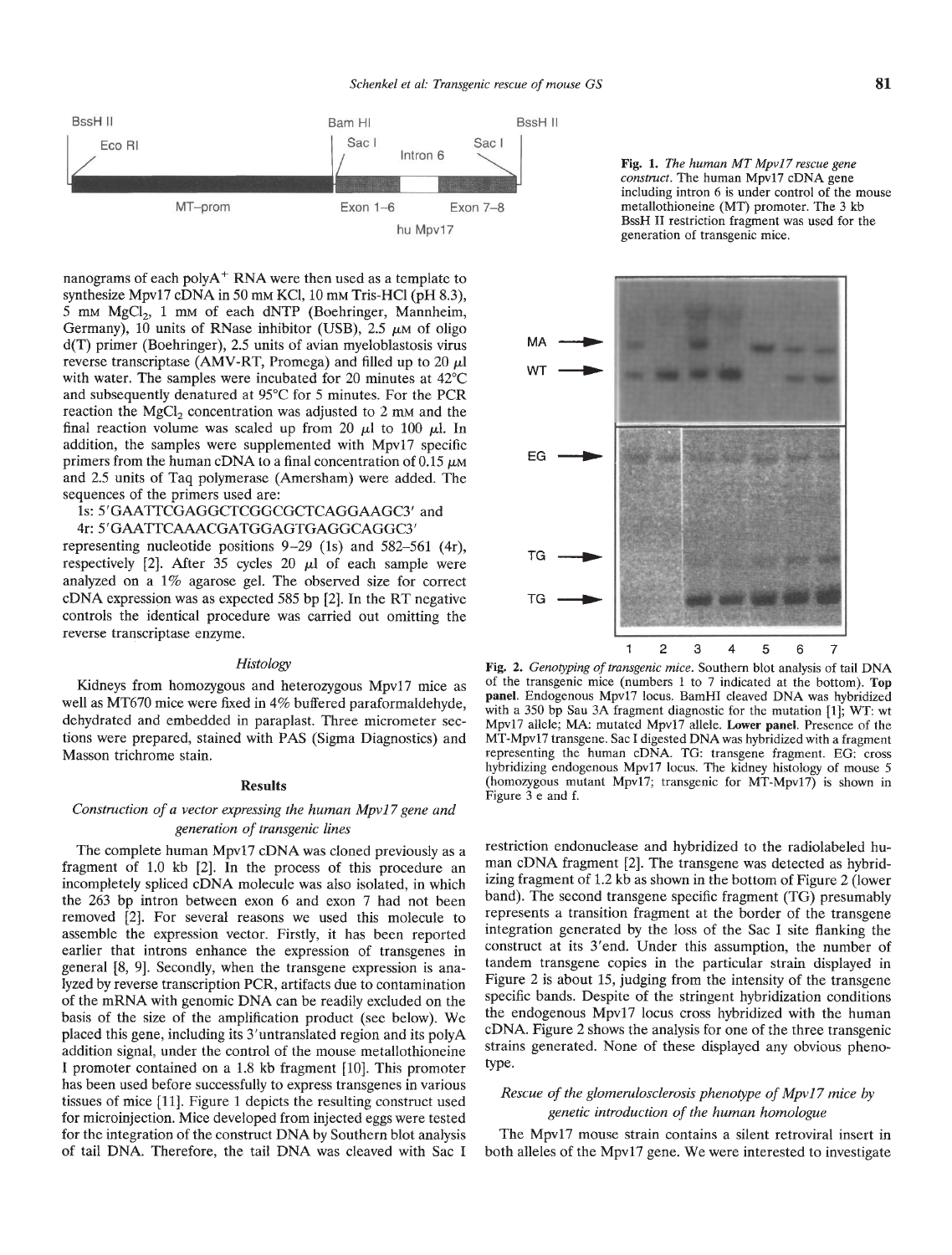Fig. 1. *The human MT Mpv17 rescue gene construct.* The human Mpv17 cDNA gene including intron 6 is under control of the mouse metallothioneine (MT) promoter. The 3 kb BssH II restriction fragment was used for the generation of transgenic mice.

nanograms of each polyA$^+$ RNA were then used as a template to synthesize Mpv17 cDNA in 50 mM KCl, 10 mM Tris-HCl (pH 8.3), 5 mM $MgCl_2$, 1 mM of each dNTP (Boehringer, Mannheim, Germany), 10 units of RNase inhibitor (USB), 2.5 $\mu$M of oligo d(T) primer (Boehringer), 2.5 units of avian myeloblastosis virus reverse transcriptase (AMV-RT, Promega) and filled up to 20 $\mu$l with water. The samples were incubated for 20 minutes at 42°C and subsequently denatured at 95°C for 5 minutes. For the PCR reaction the $MgCl_2$ concentration was adjusted to 2 mM and the final reaction volume was scaled up from 20 $\mu$l to 100 $\mu$l. In addition, the samples were supplemented with Mpv17 specific primers from the human cDNA to a final concentration of 0.15 $\mu$M and 2.5 units of Taq polymerase (Amersham) were added. The sequences of the primers used are:

1s: 5′GAATTCGAGGCTCGGCGCTCAGGAAGC3′ and
4r: 5′GAATTCAAACGATGGAGTGAGGCAGGC3′

representing nucleotide positions 9–29 (1s) and 582–561 (4r), respectively [2]. After 35 cycles 20 $\mu$l of each sample were analyzed on a 1% agarose gel. The observed size for correct cDNA expression was as expected 585 bp [2]. In the RT negative controls the identical procedure was carried out omitting the reverse transcriptase enzyme.

### *Histology*

Kidneys from homozygous and heterozygous Mpv17 mice as well as MT670 mice were fixed in 4% buffered paraformaldehyde, dehydrated and embedded in paraplast. Three micrometer sections were prepared, stained with PAS (Sigma Diagnostics) and Masson trichrome stain.

## Results

### *Construction of a vector expressing the human Mpv17 gene and generation of transgenic lines*

The complete human Mpv17 cDNA was cloned previously as a fragment of 1.0 kb [2]. In the process of this procedure an incompletely spliced cDNA molecule was also isolated, in which the 263 bp intron between exon 6 and exon 7 had not been removed [2]. For several reasons we used this molecule to assemble the expression vector. Firstly, it has been reported earlier that introns enhance the expression of transgenes in general [8, 9]. Secondly, when the transgene expression is analyzed by reverse transcription PCR, artifacts due to contamination of the mRNA with genomic DNA can be readily excluded on the basis of the size of the amplification product (see below). We placed this gene, including its 3′untranslated region and its polyA addition signal, under the control of the mouse metallothioneine I promoter contained on a 1.8 kb fragment [10]. This promoter has been used before successfully to express transgenes in various tissues of mice [11]. Figure 1 depicts the resulting construct used for microinjection. Mice developed from injected eggs were tested for the integration of the construct DNA by Southern blot analysis of tail DNA. Therefore, the tail DNA was cleaved with Sac I restriction endonuclease and hybridized to the radiolabeled human cDNA fragment [2]. The transgene was detected as hybridizing fragment of 1.2 kb as shown in the bottom of Figure 2 (lower band). The second transgene specific fragment (TG) presumably represents a transition fragment at the border of the transgene integration generated by the loss of the Sac I site flanking the construct at its 3′end. Under this assumption, the number of tandem transgene copies in the particular strain displayed in Figure 2 is about 15, judging from the intensity of the transgene specific bands. Despite of the stringent hybridization conditions the endogenous Mpv17 locus cross hybridized with the human cDNA. Figure 2 shows the analysis for one of the three transgenic strains generated. None of these displayed any obvious phenotype.

Fig. 2. *Genotyping of transgenic mice.* Southern blot analysis of tail DNA of the transgenic mice (numbers 1 to 7 indicated at the bottom). **Top panel.** Endogenous Mpv17 locus. BamHI cleaved DNA was hybridized with a 350 bp Sau 3A fragment diagnostic for the mutation [1]; WT: wt Mpv17 allele; MA: mutated Mpv17 allele. **Lower panel.** Presence of the MT-Mpv17 transgene. Sac I digested DNA was hybridized with a fragment representing the human cDNA. TG: transgene fragment. EG: cross hybridizing endogenous Mpv17 locus. The kidney histology of mouse 5 (homozygous mutant Mpv17; transgenic for MT-Mpv17) is shown in Figure 3 e and f.

### *Rescue of the glomerulosclerosis phenotype of Mpv17 mice by genetic introduction of the human homologue*

The Mpv17 mouse strain contains a silent retroviral insert in both alleles of the Mpv17 gene. We were interested to investigate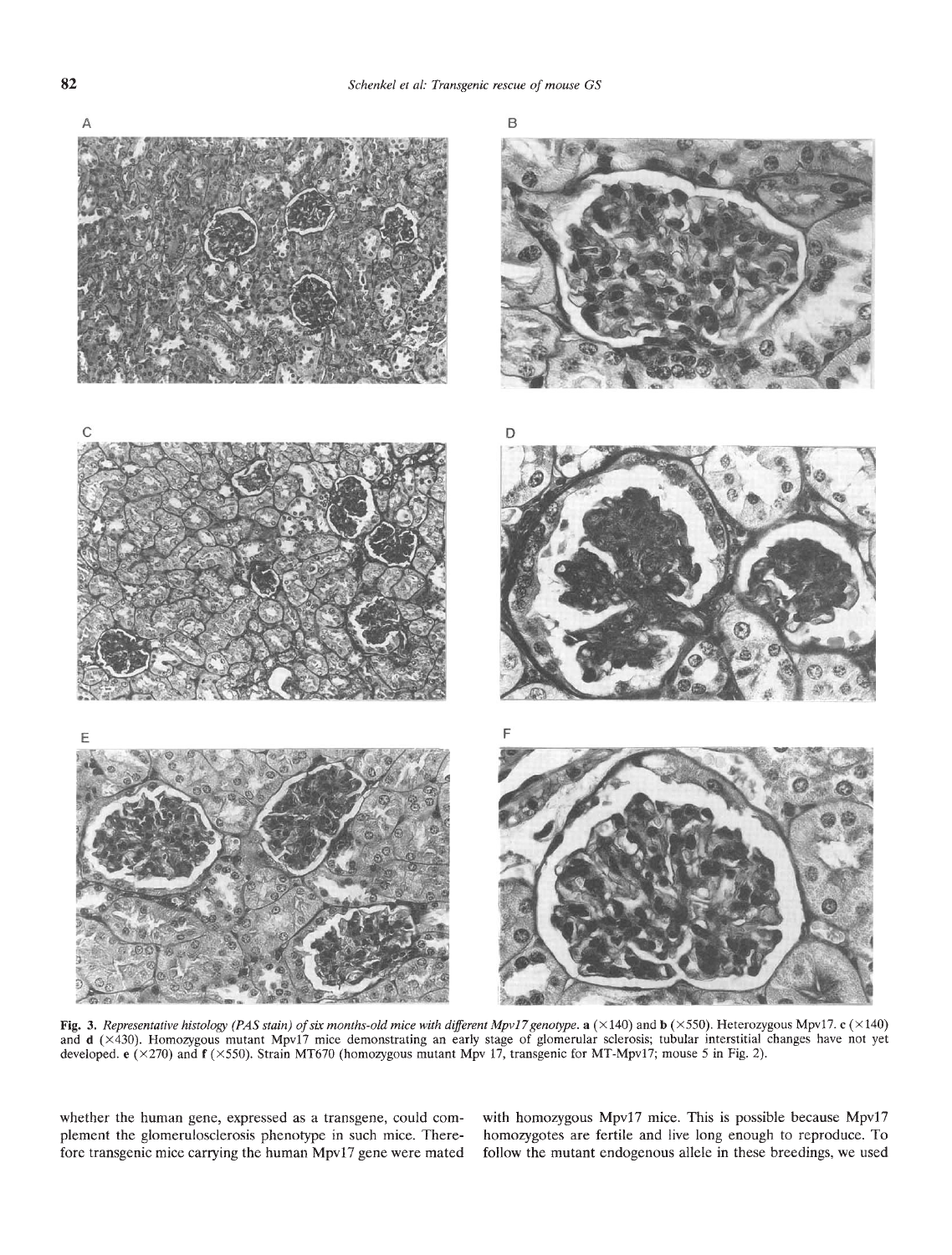A

B

C

D

E

F

**Fig. 3.** *Representative histology (PAS stain) of six months-old mice with different Mpv17 genotype.* **a** (×140) and **b** (×550). Heterozygous Mpv17. **c** (×140) and **d** (×430). Homozygous mutant Mpv17 mice demonstrating an early stage of glomerular sclerosis; tubular interstitial changes have not yet developed. **e** (×270) and **f** (×550). Strain MT670 (homozygous mutant Mpv 17, transgenic for MT-Mpv17; mouse 5 in Fig. 2).

whether the human gene, expressed as a transgene, could complement the glomerulosclerosis phenotype in such mice. Therefore transgenic mice carrying the human Mpv17 gene were mated with homozygous Mpv17 mice. This is possible because Mpv17 homozygotes are fertile and live long enough to reproduce. To follow the mutant endogenous allele in these breedings, we used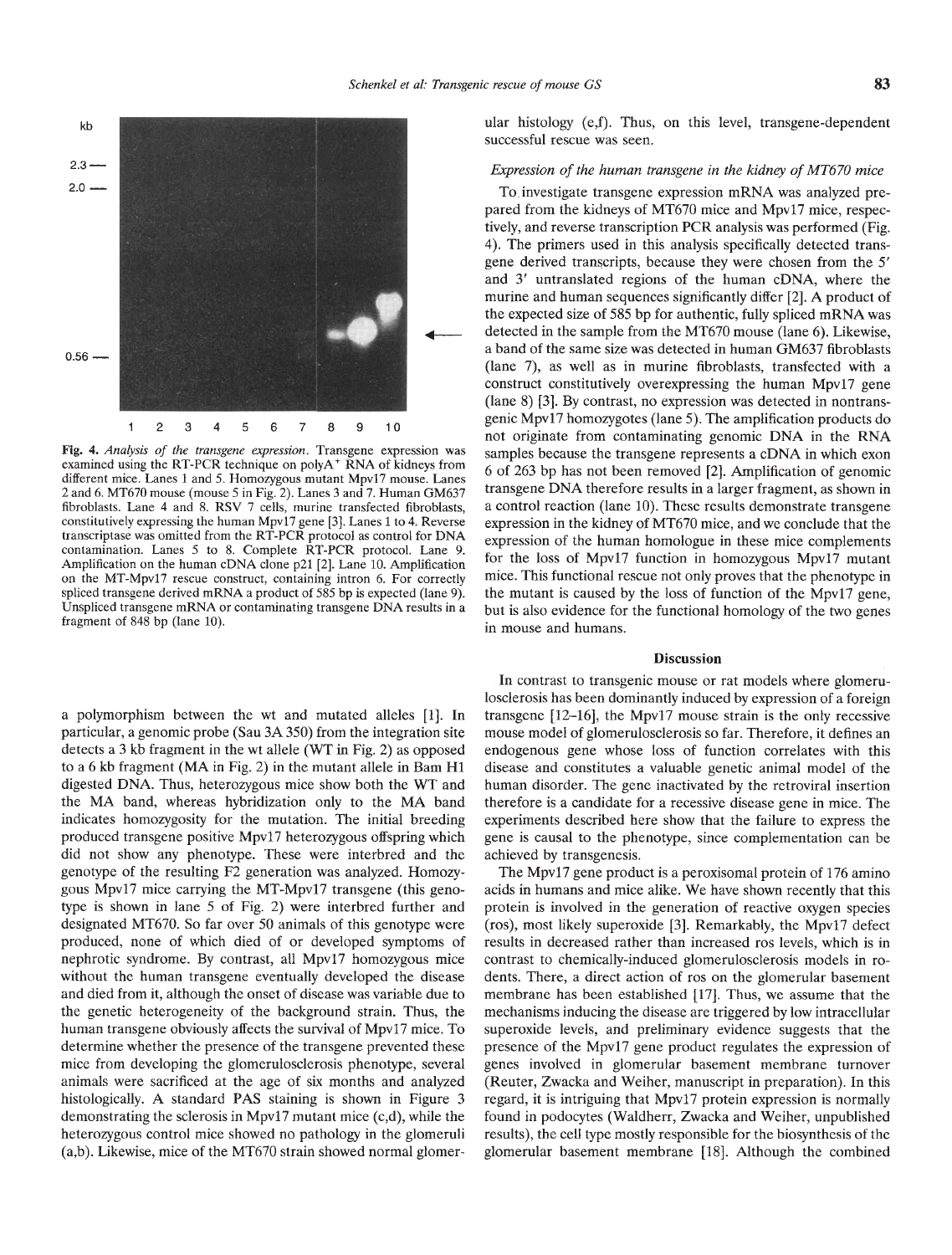Fig. 4. *Analysis of the transgene expression.* Transgene expression was examined using the RT-PCR technique on polyA$^+$ RNA of kidneys from different mice. Lanes 1 and 5. Homozygous mutant Mpv17 mouse. Lanes 2 and 6. MT670 mouse (mouse 5 in Fig. 2). Lanes 3 and 7. Human GM637 fibroblasts. Lane 4 and 8. RSV 7 cells, murine transfected fibroblasts, constitutively expressing the human Mpv17 gene [3]. Lanes 1 to 4. Reverse transcriptase was omitted from the RT-PCR protocol as control for DNA contamination. Lanes 5 to 8. Complete RT-PCR protocol. Lane 9. Amplification on the human cDNA clone p21 [2]. Lane 10. Amplification on the MT-Mpv17 rescue construct, containing intron 6. For correctly spliced transgene derived mRNA a product of 585 bp is expected (lane 9). Unspliced transgene mRNA or contaminating transgene DNA results in a fragment of 848 bp (lane 10).

a polymorphism between the wt and mutated alleles [1]. In particular, a genomic probe (Sau 3A 350) from the integration site detects a 3 kb fragment in the wt allele (WT in Fig. 2) as opposed to a 6 kb fragment (MA in Fig. 2) in the mutant allele in Bam H1 digested DNA. Thus, heterozygous mice show both the WT and the MA band, whereas hybridization only to the MA band indicates homozygosity for the mutation. The initial breeding produced transgene positive Mpv17 heterozygous offspring which did not show any phenotype. These were interbred and the genotype of the resulting F2 generation was analyzed. Homozygous Mpv17 mice carrying the MT-Mpv17 transgene (this genotype is shown in lane 5 of Fig. 2) were interbred further and designated MT670. So far over 50 animals of this genotype were produced, none of which died of or developed symptoms of nephrotic syndrome. By contrast, all Mpv17 homozygous mice without the human transgene eventually developed the disease and died from it, although the onset of disease was variable due to the genetic heterogeneity of the background strain. Thus, the human transgene obviously affects the survival of Mpv17 mice. To determine whether the presence of the transgene prevented these mice from developing the glomerulosclerosis phenotype, several animals were sacrificed at the age of six months and analyzed histologically. A standard PAS staining is shown in Figure 3 demonstrating the sclerosis in Mpv17 mutant mice (c,d), while the heterozygous control mice showed no pathology in the glomeruli (a,b). Likewise, mice of the MT670 strain showed normal glomerular histology (e,f). Thus, on this level, transgene-dependent successful rescue was seen.

### *Expression of the human transgene in the kidney of MT670 mice*

To investigate transgene expression mRNA was analyzed prepared from the kidneys of MT670 mice and Mpv17 mice, respectively, and reverse transcription PCR analysis was performed (Fig. 4). The primers used in this analysis specifically detected transgene derived transcripts, because they were chosen from the 5′ and 3′ untranslated regions of the human cDNA, where the murine and human sequences significantly differ [2]. A product of the expected size of 585 bp for authentic, fully spliced mRNA was detected in the sample from the MT670 mouse (lane 6). Likewise, a band of the same size was detected in human GM637 fibroblasts (lane 7), as well as in murine fibroblasts, transfected with a construct constitutively overexpressing the human Mpv17 gene (lane 8) [3]. By contrast, no expression was detected in nontransgenic Mpv17 homozygotes (lane 5). The amplification products do not originate from contaminating genomic DNA in the RNA samples because the transgene represents a cDNA in which exon 6 of 263 bp has not been removed [2]. Amplification of genomic transgene DNA therefore results in a larger fragment, as shown in a control reaction (lane 10). These results demonstrate transgene expression in the kidney of MT670 mice, and we conclude that the expression of the human homologue in these mice complements for the loss of Mpv17 function in homozygous Mpv17 mutant mice. This functional rescue not only proves that the phenotype in the mutant is caused by the loss of function of the Mpv17 gene, but is also evidence for the functional homology of the two genes in mouse and humans.

## Discussion

In contrast to transgenic mouse or rat models where glomerulosclerosis has been dominantly induced by expression of a foreign transgene [12–16], the Mpv17 mouse strain is the only recessive mouse model of glomerulosclerosis so far. Therefore, it defines an endogenous gene whose loss of function correlates with this disease and constitutes a valuable genetic animal model of the human disorder. The gene inactivated by the retroviral insertion therefore is a candidate for a recessive disease gene in mice. The experiments described here show that the failure to express the gene is causal to the phenotype, since complementation can be achieved by transgenesis.

The Mpv17 gene product is a peroxisomal protein of 176 amino acids in humans and mice alike. We have shown recently that this protein is involved in the generation of reactive oxygen species (ros), most likely superoxide [3]. Remarkably, the Mpv17 defect results in decreased rather than increased ros levels, which is in contrast to chemically-induced glomerulosclerosis models in rodents. There, a direct action of ros on the glomerular basement membrane has been established [17]. Thus, we assume that the mechanisms inducing the disease are triggered by low intracellular superoxide levels, and preliminary evidence suggests that the presence of the Mpv17 gene product regulates the expression of genes involved in glomerular basement membrane turnover (Reuter, Zwacka and Weiher, manuscript in preparation). In this regard, it is intriguing that Mpv17 protein expression is normally found in podocytes (Waldherr, Zwacka and Weiher, unpublished results), the cell type mostly responsible for the biosynthesis of the glomerular basement membrane [18]. Although the combined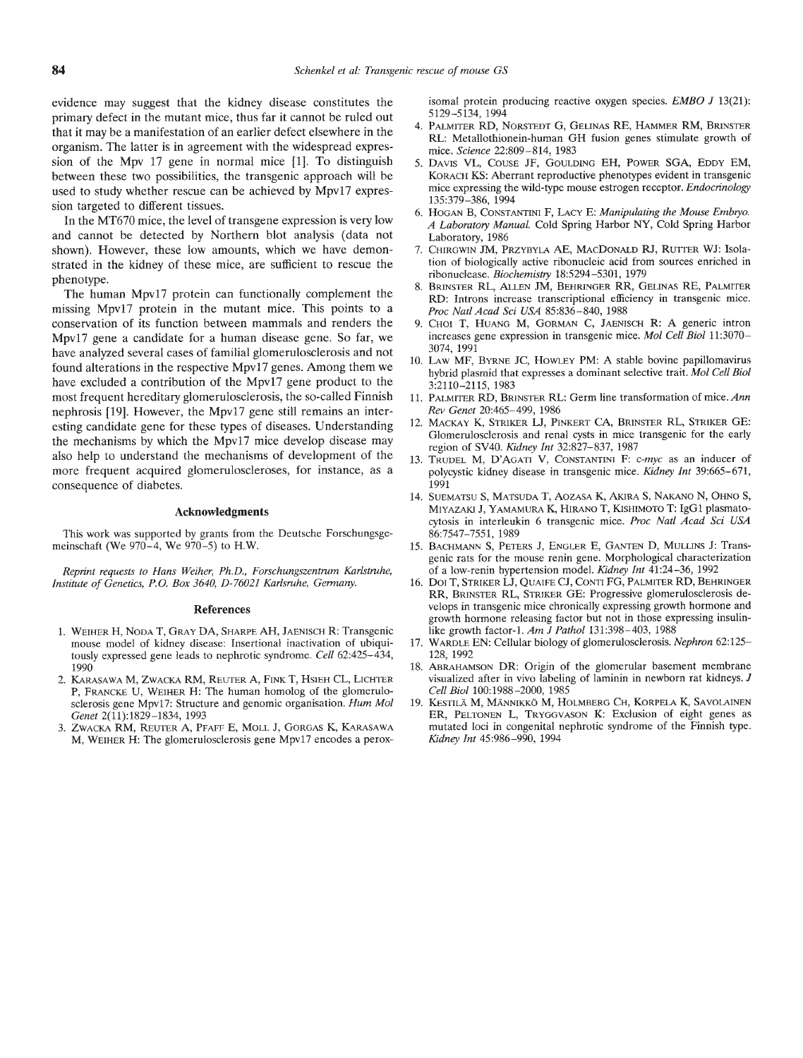evidence may suggest that the kidney disease constitutes the primary defect in the mutant mice, thus far it cannot be ruled out that it may be a manifestation of an earlier defect elsewhere in the organism. The latter is in agreement with the widespread expression of the Mpv 17 gene in normal mice [1]. To distinguish between these two possibilities, the transgenic approach will be used to study whether rescue can be achieved by Mpv17 expression targeted to different tissues.

In the MT670 mice, the level of transgene expression is very low and cannot be detected by Northern blot analysis (data not shown). However, these low amounts, which we have demonstrated in the kidney of these mice, are sufficient to rescue the phenotype.

The human Mpv17 protein can functionally complement the missing Mpv17 protein in the mutant mice. This points to a conservation of its function between mammals and renders the Mpv17 gene a candidate for a human disease gene. So far, we have analyzed several cases of familial glomerulosclerosis and not found alterations in the respective Mpv17 genes. Among them we have excluded a contribution of the Mpv17 gene product to the most frequent hereditary glomerulosclerosis, the so-called Finnish nephrosis [19]. However, the Mpv17 gene still remains an interesting candidate gene for these types of diseases. Understanding the mechanisms by which the Mpv17 mice develop disease may also help to understand the mechanisms of development of the more frequent acquired glomeruloscleroses, for instance, as a consequence of diabetes.

## Acknowledgments

This work was supported by grants from the Deutsche Forschungsgemeinschaft (We 970–4, We 970–5) to H.W.

*Reprint requests to Hans Weiher, Ph.D., Forschungszentrum Karlstruhe, Institute of Genetics, P.O. Box 3640, D-76021 Karlsruhe, Germany.*

## References

1. Weiher H, Noda T, Gray DA, Sharpe AH, Jaenisch R: Transgenic mouse model of kidney disease: Insertional inactivation of ubiquitously expressed gene leads to nephrotic syndrome. *Cell* 62:425–434, 1990
2. Karasawa M, Zwacka RM, Reuter A, Fink T, Hsieh CL, Lichter P, Francke U, Weiher H: The human homolog of the glomerulosclerosis gene Mpv17: Structure and genomic organisation. *Hum Mol Genet* 2(11):1829–1834, 1993
3. Zwacka RM, Reuter A, Pfaff E, Moll J, Gorgas K, Karasawa M, Weiher H: The glomerulosclerosis gene Mpv17 encodes a peroxisomal protein producing reactive oxygen species. *EMBO J* 13(21): 5129–5134, 1994
4. Palmiter RD, Norstedt G, Gelinas RE, Hammer RM, Brinster RL: Metallothionein-human GH fusion genes stimulate growth of mice. *Science* 22:809–814, 1983
5. Davis VL, Couse JF, Goulding EH, Power SGA, Eddy EM, Korach KS: Aberrant reproductive phenotypes evident in transgenic mice expressing the wild-type mouse estrogen receptor. *Endocrinology* 135:379–386, 1994
6. Hogan B, Constantini F, Lacy E: *Manipulating the Mouse Embryo. A Laboratory Manual.* Cold Spring Harbor NY, Cold Spring Harbor Laboratory, 1986
7. Chirgwin JM, Przybyla AE, MacDonald RJ, Rutter WJ: Isolation of biologically active ribonucleic acid from sources enriched in ribonuclease. *Biochemistry* 18:5294–5301, 1979
8. Brinster RL, Allen JM, Behringer RR, Gelinas RE, Palmiter RD: Introns increase transcriptional efficiency in transgenic mice. *Proc Natl Acad Sci USA* 85:836–840, 1988
9. Choi T, Huang M, Gorman C, Jaenisch R: A generic intron increases gene expression in transgenic mice. *Mol Cell Biol* 11:3070–3074, 1991
10. Law MF, Byrne JC, Howley PM: A stable bovine papillomavirus hybrid plasmid that expresses a dominant selective trait. *Mol Cell Biol* 3:2110–2115, 1983
11. Palmiter RD, Brinster RL: Germ line transformation of mice. *Ann Rev Genet* 20:465–499, 1986
12. Mackay K, Striker LJ, Pinkert CA, Brinster RL, Striker GE: Glomerulosclerosis and renal cysts in mice transgenic for the early region of SV40. *Kidney Int* 32:827–837, 1987
13. Trudel M, D'Agati V, Constantini F: c-*myc* as an inducer of polycystic kidney disease in transgenic mice. *Kidney Int* 39:665–671, 1991
14. Suematsu S, Matsuda T, Aozasa K, Akira S, Nakano N, Ohno S, Miyazaki J, Yamamura K, Hirano T, Kishimoto T: IgG1 plasmatocytosis in interleukin 6 transgenic mice. *Proc Natl Acad Sci USA* 86:7547–7551, 1989
15. Bachmann S, Peters J, Engler E, Ganten D, Mullins J: Transgenic rats for the mouse renin gene. Morphological characterization of a low-renin hypertension model. *Kidney Int* 41:24–36, 1992
16. Doi T, Striker LJ, Quaife CJ, Conti FG, Palmiter RD, Behringer RR, Brinster RL, Striker GE: Progressive glomerulosclerosis develops in transgenic mice chronically expressing growth hormone and growth hormone releasing factor but not in those expressing insulin-like growth factor-1. *Am J Pathol* 131:398–403, 1988
17. Wardle EN: Cellular biology of glomerulosclerosis. *Nephron* 62:125–128, 1992
18. Abrahamson DR: Origin of the glomerular basement membrane visualized after in vivo labeling of laminin in newborn rat kidneys. *J Cell Biol* 100:1988–2000, 1985
19. Kestilä M, Männikkö M, Holmberg Ch, Korpela K, Savolainen ER, Peltonen L, Tryggvason K: Exclusion of eight genes as mutated loci in congenital nephrotic syndrome of the Finnish type. *Kidney Int* 45:986–990, 1994